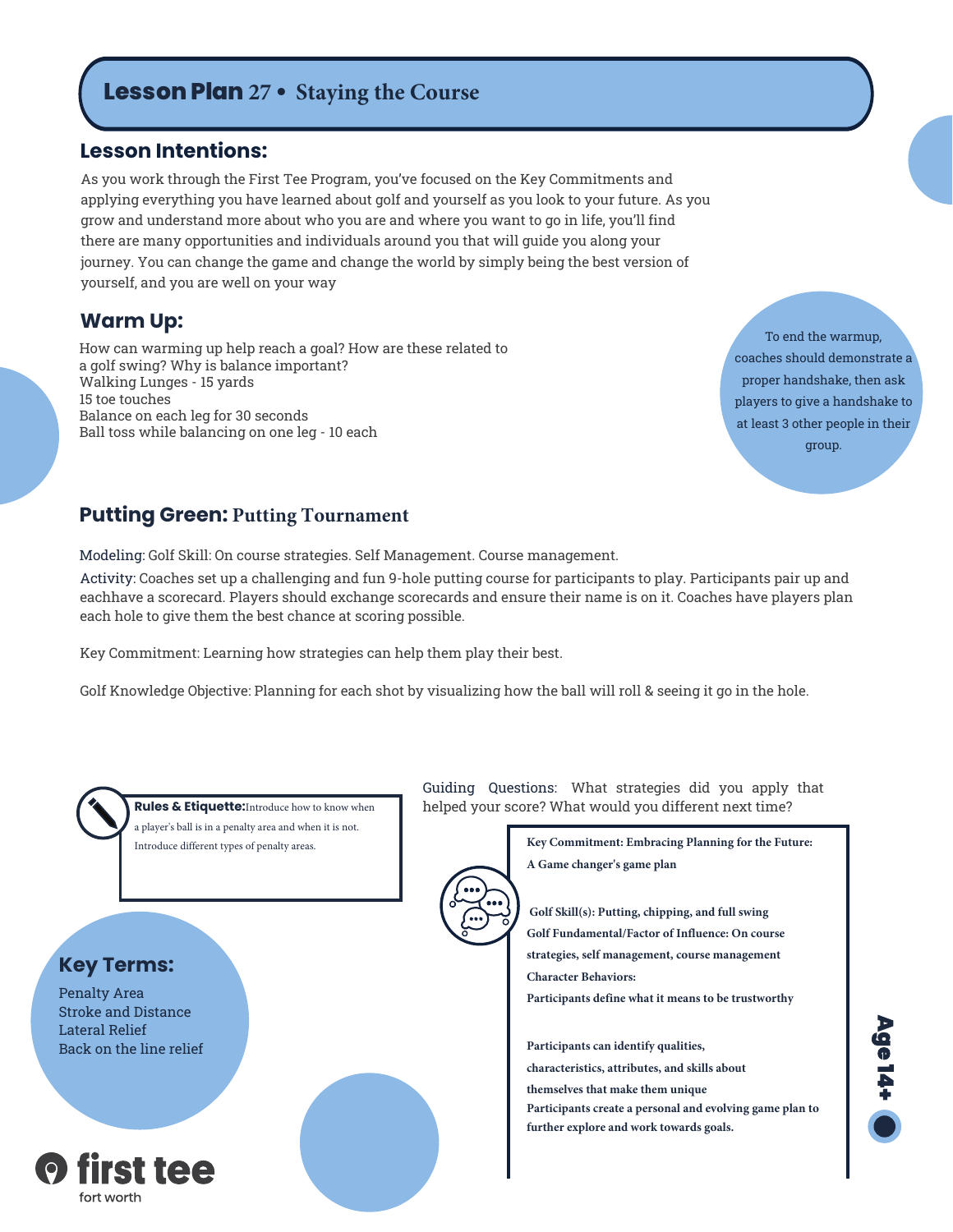# Lesson Plan 27 • Staying the Course

## Lesson Intentions:

As you work through the First Tee Program, you've focused on the Key Commitments and applying everything you have learned about golf and yourself as you look to your future. As you grow and understand more about who you are and where you want to go in life, you'll find there are many opportunities and individuals around you that will guide you along your journey. You can change the game and change the world by simply being the best version of yourself, and you are well on your way

## Warm Up:

How can warming up help reach a goal? How are these related to a golf swing? Why is balance important?
Walking Lunges - 15 yards
15 toe touches
Balance on each leg for 30 seconds
Ball toss while balancing on one leg - 10 each

To end the warmup, coaches should demonstrate a proper handshake, then ask players to give a handshake to at least 3 other people in their group.

## Putting Green: Putting Tournament

Modeling: Golf Skill: On course strategies. Self Management. Course management.

Activity: Coaches set up a challenging and fun 9-hole putting course for participants to play. Participants pair up and eachhave a scorecard. Players should exchange scorecards and ensure their name is on it. Coaches have players plan each hole to give them the best chance at scoring possible.

Key Commitment: Learning how strategies can help them play their best.

Golf Knowledge Objective: Planning for each shot by visualizing how the ball will roll & seeing it go in the hole.

Guiding Questions: What strategies did you apply that helped your score? What would you different next time?

**Rules & Etiquette:** Introduce how to know when a player's ball is in a penalty area and when it is not. Introduce different types of penalty areas.

**Key Commitment: Embracing Planning for the Future: A Game changer's game plan**

**Golf Skill(s): Putting, chipping, and full swing**

**Golf Fundamental/Factor of Influence: On course strategies, self management, course management**

**Character Behaviors:**

**Participants define what it means to be trustworthy**

**Participants can identify qualities, characteristics, attributes, and skills about themselves that make them unique**

**Participants create a personal and evolving game plan to further explore and work towards goals.**

## Key Terms:

Penalty Area
Stroke and Distance
Lateral Relief
Back on the line relief

Age 14+

first tee
fort worth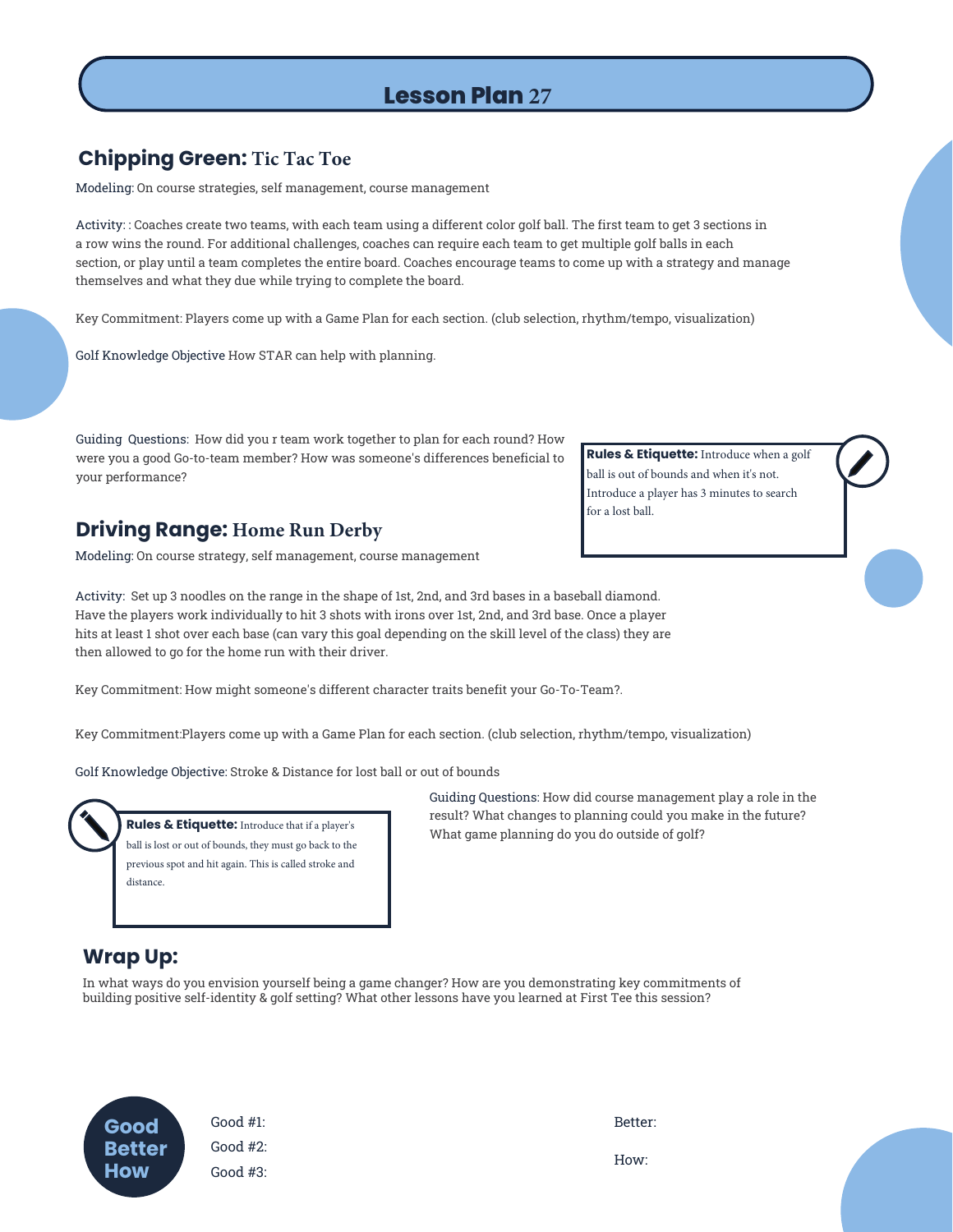# Lesson Plan 27

## Chipping Green: Tic Tac Toe

Modeling: On course strategies, self management, course management

Activity: : Coaches create two teams, with each team using a different color golf ball. The first team to get 3 sections in a row wins the round. For additional challenges, coaches can require each team to get multiple golf balls in each section, or play until a team completes the entire board. Coaches encourage teams to come up with a strategy and manage themselves and what they due while trying to complete the board.

Key Commitment: Players come up with a Game Plan for each section. (club selection, rhythm/tempo, visualization)

Golf Knowledge Objective How STAR can help with planning.

Guiding Questions: How did you r team work together to plan for each round? How were you a good Go-to-team member? How was someone's differences beneficial to your performance?

**Rules & Etiquette:** Introduce when a golf ball is out of bounds and when it's not. Introduce a player has 3 minutes to search for a lost ball.

## Driving Range: Home Run Derby

Modeling: On course strategy, self management, course management

Activity: Set up 3 noodles on the range in the shape of 1st, 2nd, and 3rd bases in a baseball diamond. Have the players work individually to hit 3 shots with irons over 1st, 2nd, and 3rd base. Once a player hits at least 1 shot over each base (can vary this goal depending on the skill level of the class) they are then allowed to go for the home run with their driver.

Key Commitment: How might someone's different character traits benefit your Go-To-Team?.

Key Commitment:Players come up with a Game Plan for each section. (club selection, rhythm/tempo, visualization)

Golf Knowledge Objective: Stroke & Distance for lost ball or out of bounds

**Rules & Etiquette:** Introduce that if a player's ball is lost or out of bounds, they must go back to the previous spot and hit again. This is called stroke and distance.

Guiding Questions: How did course management play a role in the result? What changes to planning could you make in the future? What game planning do you do outside of golf?

## Wrap Up:

In what ways do you envision yourself being a game changer? How are you demonstrating key commitments of building positive self-identity & golf setting? What other lessons have you learned at First Tee this session?

**Good Better How**

Good #1:

Good #2:

Good #3:

Better:

How: